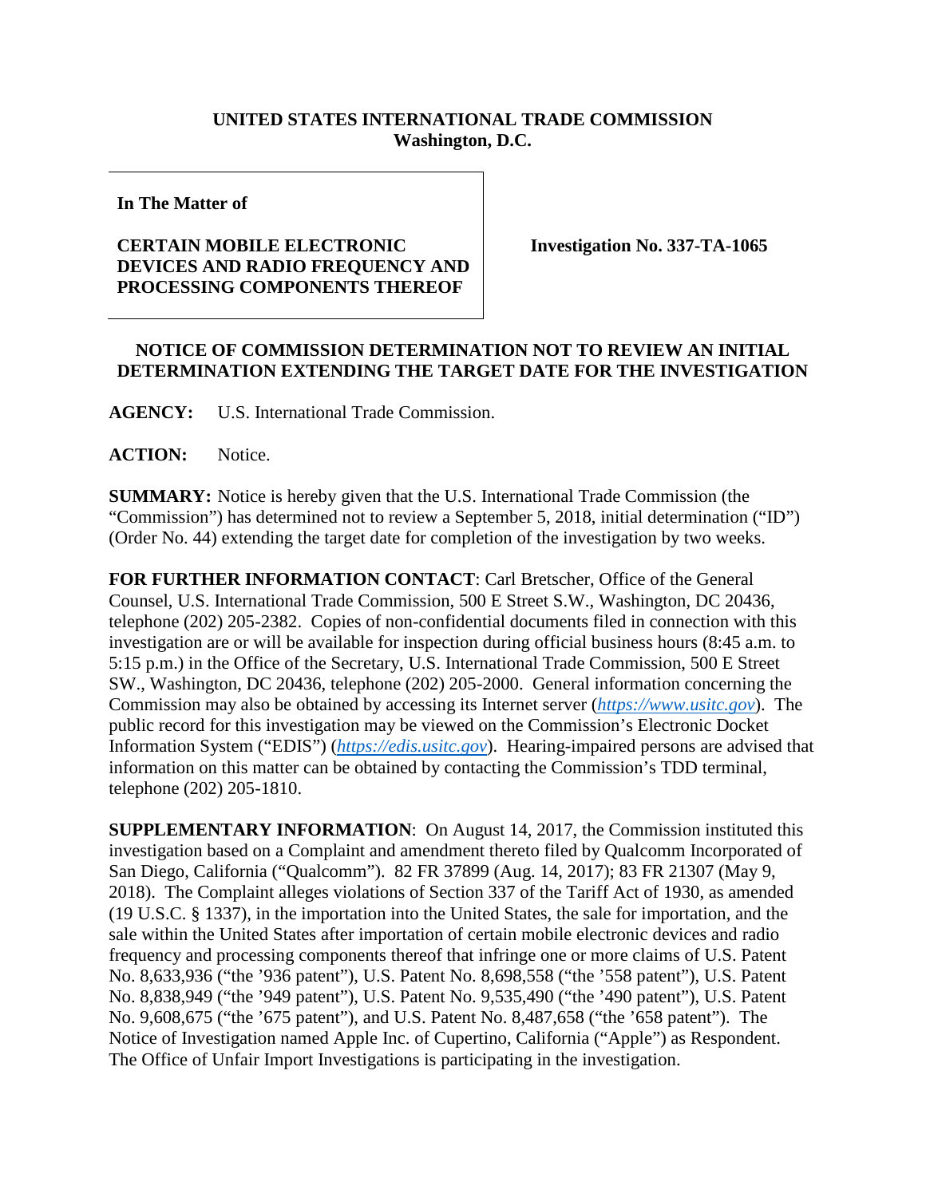**UNITED STATES INTERNATIONAL TRADE COMMISSION**
**Washington, D.C.**

**In The Matter of**

**CERTAIN MOBILE ELECTRONIC DEVICES AND RADIO FREQUENCY AND PROCESSING COMPONENTS THEREOF**

**Investigation No. 337-TA-1065**

## NOTICE OF COMMISSION DETERMINATION NOT TO REVIEW AN INITIAL DETERMINATION EXTENDING THE TARGET DATE FOR THE INVESTIGATION

**AGENCY:** U.S. International Trade Commission.

**ACTION:** Notice.

**SUMMARY:** Notice is hereby given that the U.S. International Trade Commission (the "Commission") has determined not to review a September 5, 2018, initial determination ("ID") (Order No. 44) extending the target date for completion of the investigation by two weeks.

**FOR FURTHER INFORMATION CONTACT**: Carl Bretscher, Office of the General Counsel, U.S. International Trade Commission, 500 E Street S.W., Washington, DC 20436, telephone (202) 205-2382. Copies of non-confidential documents filed in connection with this investigation are or will be available for inspection during official business hours (8:45 a.m. to 5:15 p.m.) in the Office of the Secretary, U.S. International Trade Commission, 500 E Street SW., Washington, DC 20436, telephone (202) 205-2000. General information concerning the Commission may also be obtained by accessing its Internet server (*https://www.usitc.gov*). The public record for this investigation may be viewed on the Commission's Electronic Docket Information System ("EDIS") (*https://edis.usitc.gov*). Hearing-impaired persons are advised that information on this matter can be obtained by contacting the Commission's TDD terminal, telephone (202) 205-1810.

**SUPPLEMENTARY INFORMATION**: On August 14, 2017, the Commission instituted this investigation based on a Complaint and amendment thereto filed by Qualcomm Incorporated of San Diego, California ("Qualcomm"). 82 FR 37899 (Aug. 14, 2017); 83 FR 21307 (May 9, 2018). The Complaint alleges violations of Section 337 of the Tariff Act of 1930, as amended (19 U.S.C. § 1337), in the importation into the United States, the sale for importation, and the sale within the United States after importation of certain mobile electronic devices and radio frequency and processing components thereof that infringe one or more claims of U.S. Patent No. 8,633,936 ("the '936 patent"), U.S. Patent No. 8,698,558 ("the '558 patent"), U.S. Patent No. 8,838,949 ("the '949 patent"), U.S. Patent No. 9,535,490 ("the '490 patent"), U.S. Patent No. 9,608,675 ("the '675 patent"), and U.S. Patent No. 8,487,658 ("the '658 patent"). The Notice of Investigation named Apple Inc. of Cupertino, California ("Apple") as Respondent. The Office of Unfair Import Investigations is participating in the investigation.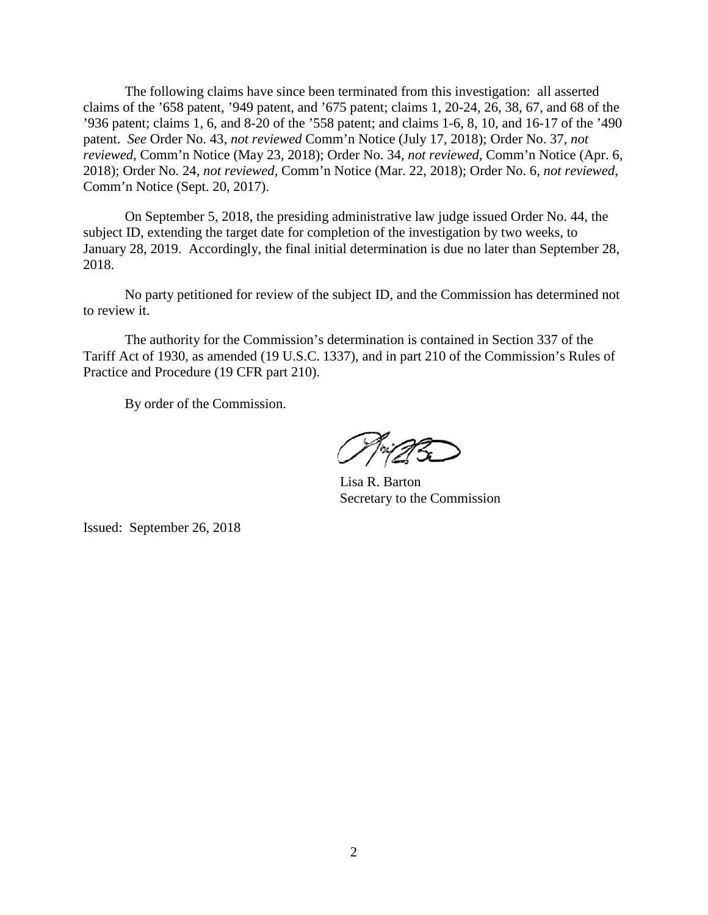The following claims have since been terminated from this investigation: all asserted claims of the ’658 patent, ’949 patent, and ’675 patent; claims 1, 20-24, 26, 38, 67, and 68 of the ’936 patent; claims 1, 6, and 8-20 of the ’558 patent; and claims 1-6, 8, 10, and 16-17 of the ’490 patent. *See* Order No. 43, *not reviewed* Comm’n Notice (July 17, 2018); Order No. 37, *not reviewed*, Comm’n Notice (May 23, 2018); Order No. 34, *not reviewed*, Comm’n Notice (Apr. 6, 2018); Order No. 24, *not reviewed*, Comm’n Notice (Mar. 22, 2018); Order No. 6, *not reviewed*, Comm’n Notice (Sept. 20, 2017).

On September 5, 2018, the presiding administrative law judge issued Order No. 44, the subject ID, extending the target date for completion of the investigation by two weeks, to January 28, 2019. Accordingly, the final initial determination is due no later than September 28, 2018.

No party petitioned for review of the subject ID, and the Commission has determined not to review it.

The authority for the Commission’s determination is contained in Section 337 of the Tariff Act of 1930, as amended (19 U.S.C. 1337), and in part 210 of the Commission’s Rules of Practice and Procedure (19 CFR part 210).

By order of the Commission.

Lisa R. Barton
Secretary to the Commission

Issued: September 26, 2018